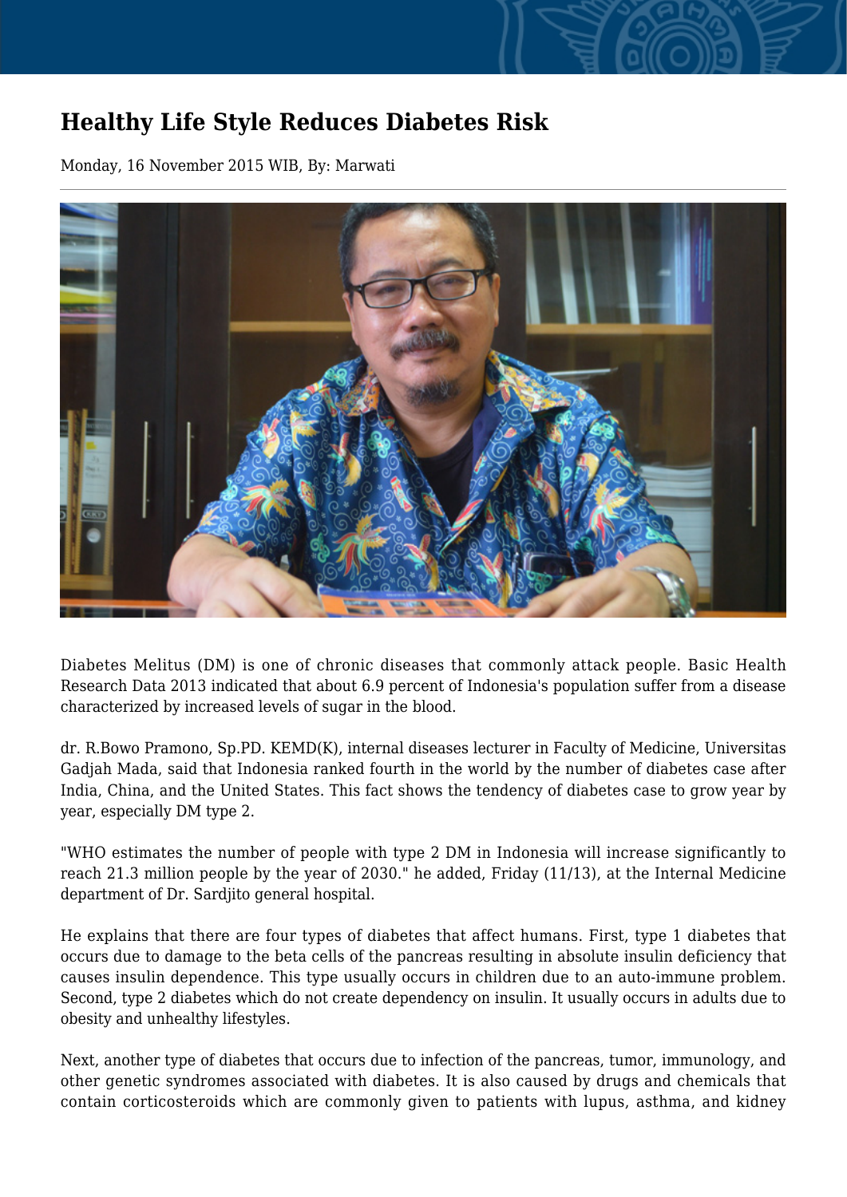# Healthy Life Style Reduces Diabetes Risk

Monday, 16 November 2015 WIB, By: Marwati

Diabetes Melitus (DM) is one of chronic diseases that commonly attack people. Basic Health Research Data 2013 indicated that about 6.9 percent of Indonesia's population suffer from a disease characterized by increased levels of sugar in the blood.

dr. R.Bowo Pramono, Sp.PD. KEMD(K), internal diseases lecturer in Faculty of Medicine, Universitas Gadjah Mada, said that Indonesia ranked fourth in the world by the number of diabetes case after India, China, and the United States. This fact shows the tendency of diabetes case to grow year by year, especially DM type 2.

"WHO estimates the number of people with type 2 DM in Indonesia will increase significantly to reach 21.3 million people by the year of 2030." he added, Friday (11/13), at the Internal Medicine department of Dr. Sardjito general hospital.

He explains that there are four types of diabetes that affect humans. First, type 1 diabetes that occurs due to damage to the beta cells of the pancreas resulting in absolute insulin deficiency that causes insulin dependence. This type usually occurs in children due to an auto-immune problem. Second, type 2 diabetes which do not create dependency on insulin. It usually occurs in adults due to obesity and unhealthy lifestyles.

Next, another type of diabetes that occurs due to infection of the pancreas, tumor, immunology, and other genetic syndromes associated with diabetes. It is also caused by drugs and chemicals that contain corticosteroids which are commonly given to patients with lupus, asthma, and kidney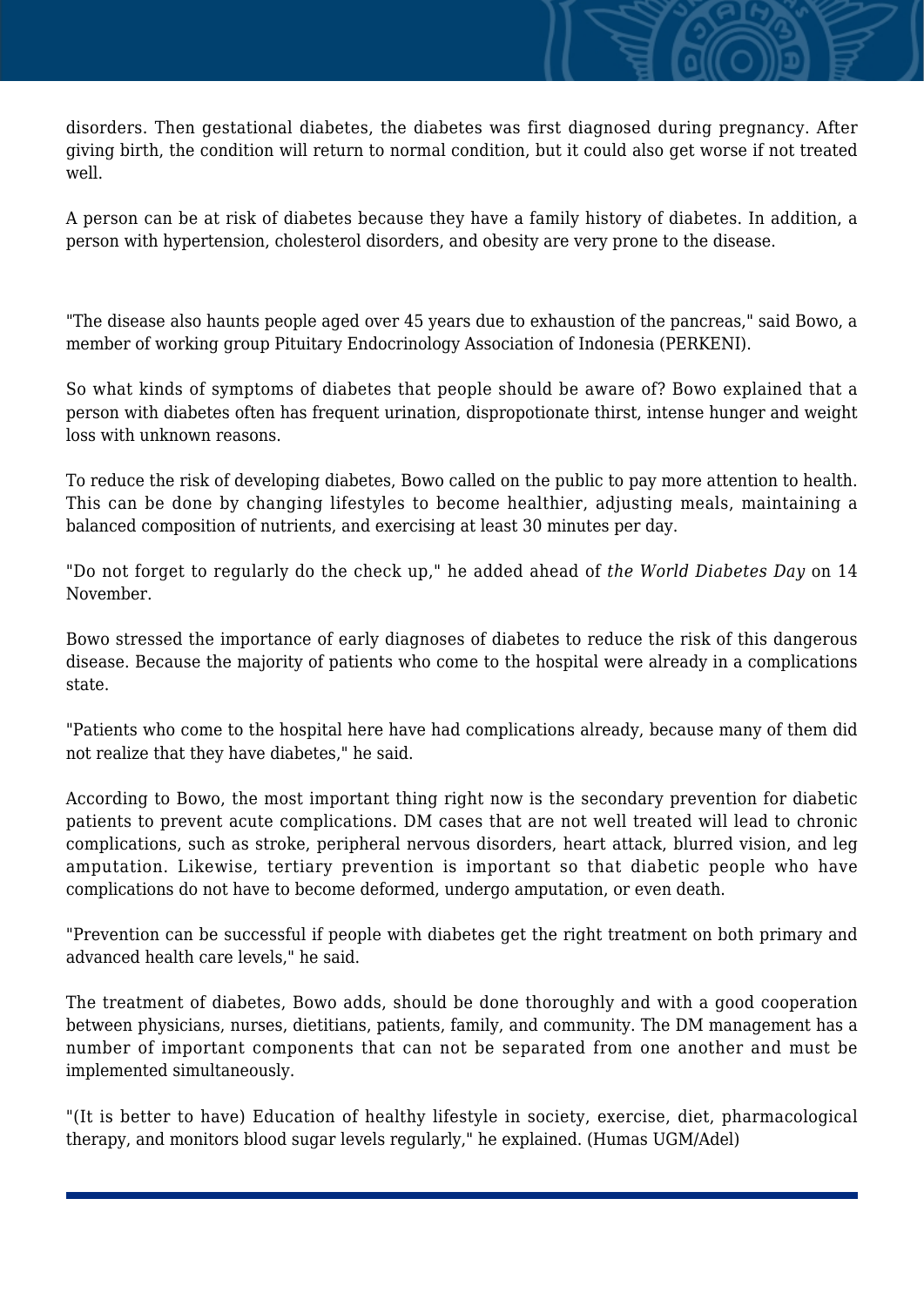disorders. Then gestational diabetes, the diabetes was first diagnosed during pregnancy. After giving birth, the condition will return to normal condition, but it could also get worse if not treated well.

A person can be at risk of diabetes because they have a family history of diabetes. In addition, a person with hypertension, cholesterol disorders, and obesity are very prone to the disease.

"The disease also haunts people aged over 45 years due to exhaustion of the pancreas," said Bowo, a member of working group Pituitary Endocrinology Association of Indonesia (PERKENI).

So what kinds of symptoms of diabetes that people should be aware of? Bowo explained that a person with diabetes often has frequent urination, dispropotionate thirst, intense hunger and weight loss with unknown reasons.

To reduce the risk of developing diabetes, Bowo called on the public to pay more attention to health. This can be done by changing lifestyles to become healthier, adjusting meals, maintaining a balanced composition of nutrients, and exercising at least 30 minutes per day.

"Do not forget to regularly do the check up," he added ahead of *the World Diabetes Day* on 14 November.

Bowo stressed the importance of early diagnoses of diabetes to reduce the risk of this dangerous disease. Because the majority of patients who come to the hospital were already in a complications state.

"Patients who come to the hospital here have had complications already, because many of them did not realize that they have diabetes," he said.

According to Bowo, the most important thing right now is the secondary prevention for diabetic patients to prevent acute complications. DM cases that are not well treated will lead to chronic complications, such as stroke, peripheral nervous disorders, heart attack, blurred vision, and leg amputation. Likewise, tertiary prevention is important so that diabetic people who have complications do not have to become deformed, undergo amputation, or even death.

"Prevention can be successful if people with diabetes get the right treatment on both primary and advanced health care levels," he said.

The treatment of diabetes, Bowo adds, should be done thoroughly and with a good cooperation between physicians, nurses, dietitians, patients, family, and community. The DM management has a number of important components that can not be separated from one another and must be implemented simultaneously.

"(It is better to have) Education of healthy lifestyle in society, exercise, diet, pharmacological therapy, and monitors blood sugar levels regularly," he explained. (Humas UGM/Adel)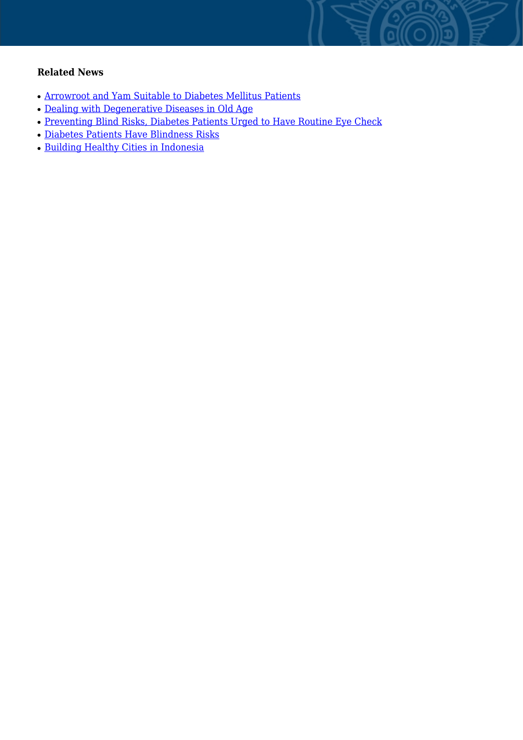### Related News

- Arrowroot and Yam Suitable to Diabetes Mellitus Patients
- Dealing with Degenerative Diseases in Old Age
- Preventing Blind Risks, Diabetes Patients Urged to Have Routine Eye Check
- Diabetes Patients Have Blindness Risks
- Building Healthy Cities in Indonesia